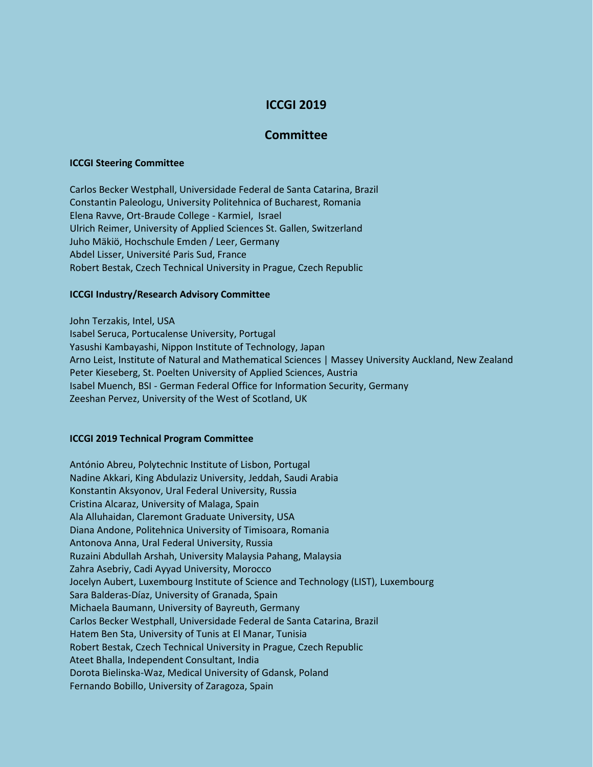# ICCGI 2019

## Committee

### ICCGI Steering Committee

Carlos Becker Westphall, Universidade Federal de Santa Catarina, Brazil
Constantin Paleologu, University Politehnica of Bucharest, Romania
Elena Ravve, Ort-Braude College - Karmiel, Israel
Ulrich Reimer, University of Applied Sciences St. Gallen, Switzerland
Juho Mäkiö, Hochschule Emden / Leer, Germany
Abdel Lisser, Université Paris Sud, France
Robert Bestak, Czech Technical University in Prague, Czech Republic

### ICCGI Industry/Research Advisory Committee

John Terzakis, Intel, USA
Isabel Seruca, Portucalense University, Portugal
Yasushi Kambayashi, Nippon Institute of Technology, Japan
Arno Leist, Institute of Natural and Mathematical Sciences | Massey University Auckland, New Zealand
Peter Kieseberg, St. Poelten University of Applied Sciences, Austria
Isabel Muench, BSI - German Federal Office for Information Security, Germany
Zeeshan Pervez, University of the West of Scotland, UK

### ICCGI 2019 Technical Program Committee

António Abreu, Polytechnic Institute of Lisbon, Portugal
Nadine Akkari, King Abdulaziz University, Jeddah, Saudi Arabia
Konstantin Aksyonov, Ural Federal University, Russia
Cristina Alcaraz, University of Malaga, Spain
Ala Alluhaidan, Claremont Graduate University, USA
Diana Andone, Politehnica University of Timisoara, Romania
Antonova Anna, Ural Federal University, Russia
Ruzaini Abdullah Arshah, University Malaysia Pahang, Malaysia
Zahra Asebriy, Cadi Ayyad University, Morocco
Jocelyn Aubert, Luxembourg Institute of Science and Technology (LIST), Luxembourg
Sara Balderas-Díaz, University of Granada, Spain
Michaela Baumann, University of Bayreuth, Germany
Carlos Becker Westphall, Universidade Federal de Santa Catarina, Brazil
Hatem Ben Sta, University of Tunis at El Manar, Tunisia
Robert Bestak, Czech Technical University in Prague, Czech Republic
Ateet Bhalla, Independent Consultant, India
Dorota Bielinska-Waz, Medical University of Gdansk, Poland
Fernando Bobillo, University of Zaragoza, Spain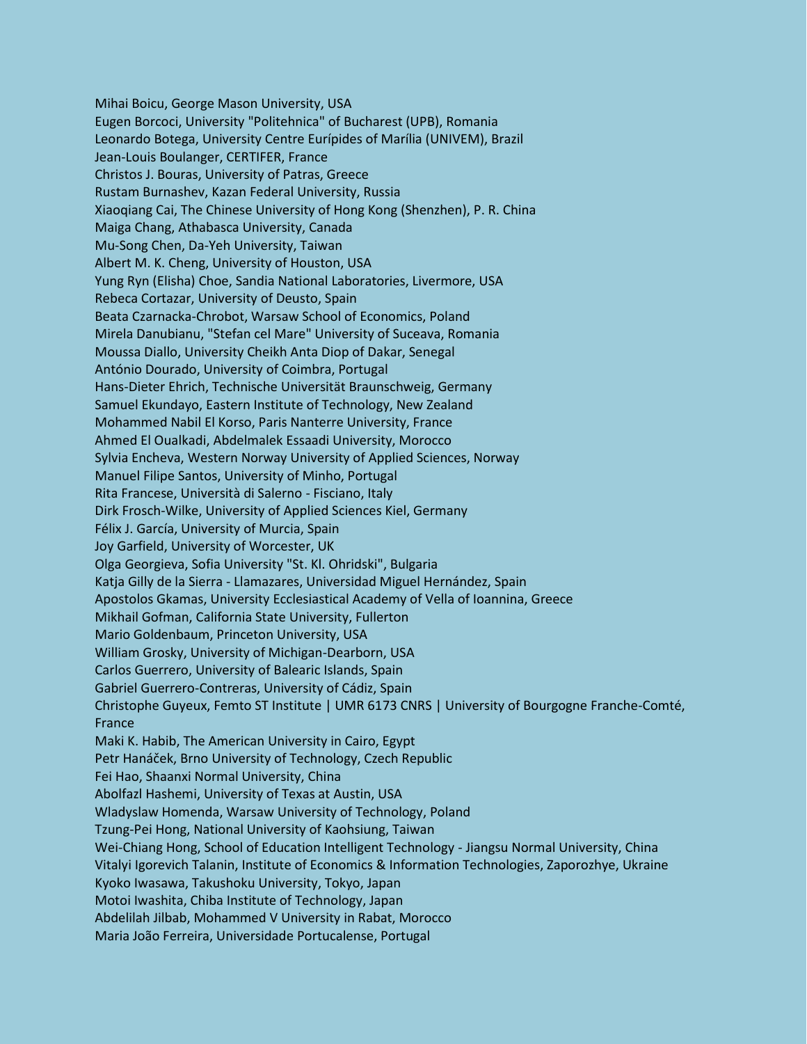Mihai Boicu, George Mason University, USA
Eugen Borcoci, University "Politehnica" of Bucharest (UPB), Romania
Leonardo Botega, University Centre Eurípides of Marília (UNIVEM), Brazil
Jean-Louis Boulanger, CERTIFER, France
Christos J. Bouras, University of Patras, Greece
Rustam Burnashev, Kazan Federal University, Russia
Xiaoqiang Cai, The Chinese University of Hong Kong (Shenzhen), P. R. China
Maiga Chang, Athabasca University, Canada
Mu-Song Chen, Da-Yeh University, Taiwan
Albert M. K. Cheng, University of Houston, USA
Yung Ryn (Elisha) Choe, Sandia National Laboratories, Livermore, USA
Rebeca Cortazar, University of Deusto, Spain
Beata Czarnacka-Chrobot, Warsaw School of Economics, Poland
Mirela Danubianu, "Stefan cel Mare" University of Suceava, Romania
Moussa Diallo, University Cheikh Anta Diop of Dakar, Senegal
António Dourado, University of Coimbra, Portugal
Hans-Dieter Ehrich, Technische Universität Braunschweig, Germany
Samuel Ekundayo, Eastern Institute of Technology, New Zealand
Mohammed Nabil El Korso, Paris Nanterre University, France
Ahmed El Oualkadi, Abdelmalek Essaadi University, Morocco
Sylvia Encheva, Western Norway University of Applied Sciences, Norway
Manuel Filipe Santos, University of Minho, Portugal
Rita Francese, Università di Salerno - Fisciano, Italy
Dirk Frosch-Wilke, University of Applied Sciences Kiel, Germany
Félix J. García, University of Murcia, Spain
Joy Garfield, University of Worcester, UK
Olga Georgieva, Sofia University "St. Kl. Ohridski", Bulgaria
Katja Gilly de la Sierra - Llamazares, Universidad Miguel Hernández, Spain
Apostolos Gkamas, University Ecclesiastical Academy of Vella of Ioannina, Greece
Mikhail Gofman, California State University, Fullerton
Mario Goldenbaum, Princeton University, USA
William Grosky, University of Michigan-Dearborn, USA
Carlos Guerrero, University of Balearic Islands, Spain
Gabriel Guerrero-Contreras, University of Cádiz, Spain
Christophe Guyeux, Femto ST Institute | UMR 6173 CNRS | University of Bourgogne Franche-Comté, France
Maki K. Habib, The American University in Cairo, Egypt
Petr Hanáček, Brno University of Technology, Czech Republic
Fei Hao, Shaanxi Normal University, China
Abolfazl Hashemi, University of Texas at Austin, USA
Wladyslaw Homenda, Warsaw University of Technology, Poland
Tzung-Pei Hong, National University of Kaohsiung, Taiwan
Wei-Chiang Hong, School of Education Intelligent Technology - Jiangsu Normal University, China
Vitalyi Igorevich Talanin, Institute of Economics & Information Technologies, Zaporozhye, Ukraine
Kyoko Iwasawa, Takushoku University, Tokyo, Japan
Motoi Iwashita, Chiba Institute of Technology, Japan
Abdelilah Jilbab, Mohammed V University in Rabat, Morocco
Maria João Ferreira, Universidade Portucalense, Portugal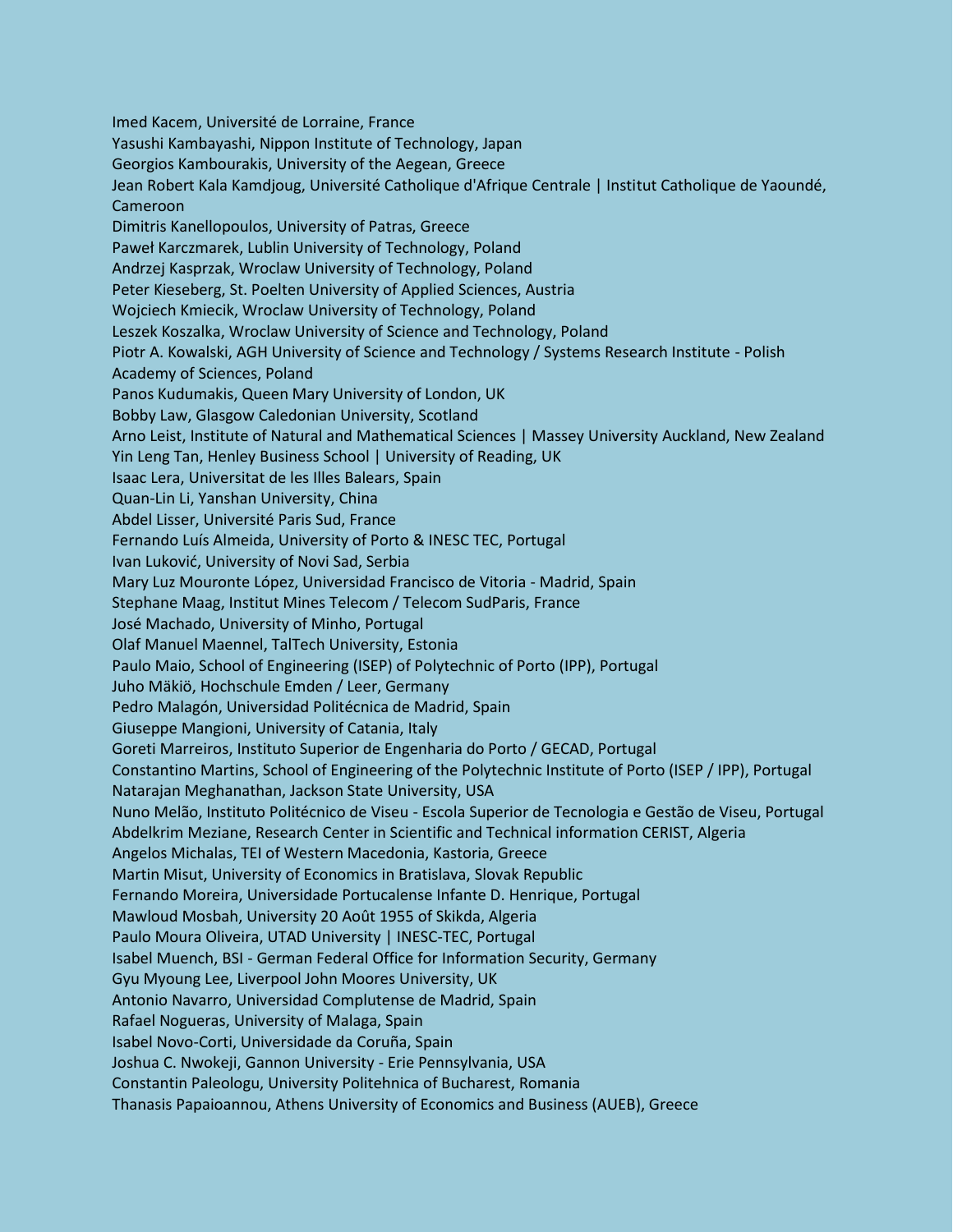Imed Kacem, Université de Lorraine, France
Yasushi Kambayashi, Nippon Institute of Technology, Japan
Georgios Kambourakis, University of the Aegean, Greece
Jean Robert Kala Kamdjoug, Université Catholique d'Afrique Centrale | Institut Catholique de Yaoundé, Cameroon
Dimitris Kanellopoulos, University of Patras, Greece
Paweł Karczmarek, Lublin University of Technology, Poland
Andrzej Kasprzak, Wroclaw University of Technology, Poland
Peter Kieseberg, St. Poelten University of Applied Sciences, Austria
Wojciech Kmiecik, Wroclaw University of Technology, Poland
Leszek Koszalka, Wroclaw University of Science and Technology, Poland
Piotr A. Kowalski, AGH University of Science and Technology / Systems Research Institute - Polish Academy of Sciences, Poland
Panos Kudumakis, Queen Mary University of London, UK
Bobby Law, Glasgow Caledonian University, Scotland
Arno Leist, Institute of Natural and Mathematical Sciences | Massey University Auckland, New Zealand
Yin Leng Tan, Henley Business School | University of Reading, UK
Isaac Lera, Universitat de les Illes Balears, Spain
Quan-Lin Li, Yanshan University, China
Abdel Lisser, Université Paris Sud, France
Fernando Luís Almeida, University of Porto & INESC TEC, Portugal
Ivan Luković, University of Novi Sad, Serbia
Mary Luz Mouronte López, Universidad Francisco de Vitoria - Madrid, Spain
Stephane Maag, Institut Mines Telecom / Telecom SudParis, France
José Machado, University of Minho, Portugal
Olaf Manuel Maennel, TalTech University, Estonia
Paulo Maio, School of Engineering (ISEP) of Polytechnic of Porto (IPP), Portugal
Juho Mäkiö, Hochschule Emden / Leer, Germany
Pedro Malagón, Universidad Politécnica de Madrid, Spain
Giuseppe Mangioni, University of Catania, Italy
Goreti Marreiros, Instituto Superior de Engenharia do Porto / GECAD, Portugal
Constantino Martins, School of Engineering of the Polytechnic Institute of Porto (ISEP / IPP), Portugal
Natarajan Meghanathan, Jackson State University, USA
Nuno Melão, Instituto Politécnico de Viseu - Escola Superior de Tecnologia e Gestão de Viseu, Portugal
Abdelkrim Meziane, Research Center in Scientific and Technical information CERIST, Algeria
Angelos Michalas, TEI of Western Macedonia, Kastoria, Greece
Martin Misut, University of Economics in Bratislava, Slovak Republic
Fernando Moreira, Universidade Portucalense Infante D. Henrique, Portugal
Mawloud Mosbah, University 20 Août 1955 of Skikda, Algeria
Paulo Moura Oliveira, UTAD University | INESC-TEC, Portugal
Isabel Muench, BSI - German Federal Office for Information Security, Germany
Gyu Myoung Lee, Liverpool John Moores University, UK
Antonio Navarro, Universidad Complutense de Madrid, Spain
Rafael Nogueras, University of Malaga, Spain
Isabel Novo-Corti, Universidade da Coruña, Spain
Joshua C. Nwokeji, Gannon University - Erie Pennsylvania, USA
Constantin Paleologu, University Politehnica of Bucharest, Romania
Thanasis Papaioannou, Athens University of Economics and Business (AUEB), Greece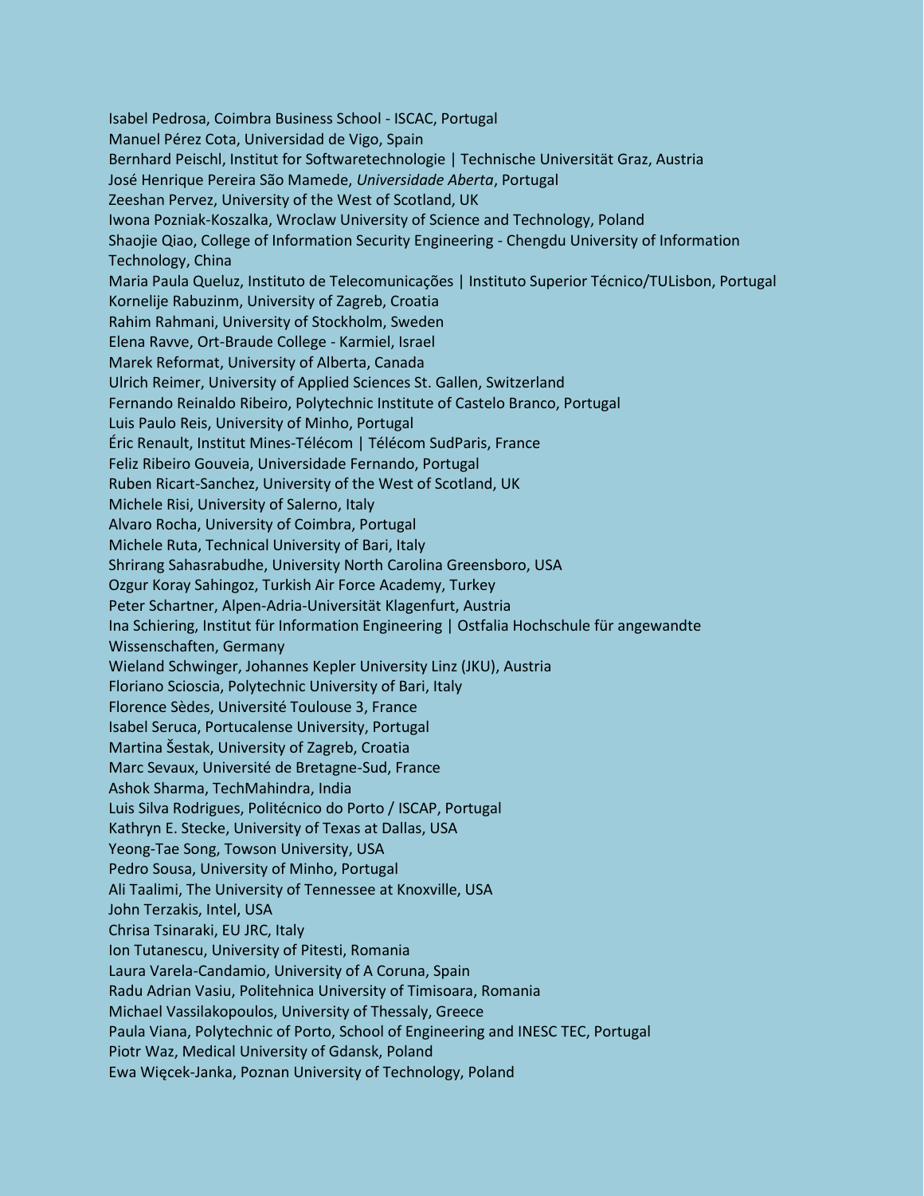Isabel Pedrosa, Coimbra Business School - ISCAC, Portugal
Manuel Pérez Cota, Universidad de Vigo, Spain
Bernhard Peischl, Institut for Softwaretechnologie | Technische Universität Graz, Austria
José Henrique Pereira São Mamede, *Universidade Aberta*, Portugal
Zeeshan Pervez, University of the West of Scotland, UK
Iwona Pozniak-Koszalka, Wroclaw University of Science and Technology, Poland
Shaojie Qiao, College of Information Security Engineering - Chengdu University of Information Technology, China
Maria Paula Queluz, Instituto de Telecomunicações | Instituto Superior Técnico/TULisbon, Portugal
Kornelije Rabuzinm, University of Zagreb, Croatia
Rahim Rahmani, University of Stockholm, Sweden
Elena Ravve, Ort-Braude College - Karmiel, Israel
Marek Reformat, University of Alberta, Canada
Ulrich Reimer, University of Applied Sciences St. Gallen, Switzerland
Fernando Reinaldo Ribeiro, Polytechnic Institute of Castelo Branco, Portugal
Luis Paulo Reis, University of Minho, Portugal
Éric Renault, Institut Mines-Télécom | Télécom SudParis, France
Feliz Ribeiro Gouveia, Universidade Fernando, Portugal
Ruben Ricart-Sanchez, University of the West of Scotland, UK
Michele Risi, University of Salerno, Italy
Alvaro Rocha, University of Coimbra, Portugal
Michele Ruta, Technical University of Bari, Italy
Shrirang Sahasrabudhe, University North Carolina Greensboro, USA
Ozgur Koray Sahingoz, Turkish Air Force Academy, Turkey
Peter Schartner, Alpen-Adria-Universität Klagenfurt, Austria
Ina Schiering, Institut für Information Engineering | Ostfalia Hochschule für angewandte Wissenschaften, Germany
Wieland Schwinger, Johannes Kepler University Linz (JKU), Austria
Floriano Scioscia, Polytechnic University of Bari, Italy
Florence Sèdes, Université Toulouse 3, France
Isabel Seruca, Portucalense University, Portugal
Martina Šestak, University of Zagreb, Croatia
Marc Sevaux, Université de Bretagne-Sud, France
Ashok Sharma, TechMahindra, India
Luis Silva Rodrigues, Politécnico do Porto / ISCAP, Portugal
Kathryn E. Stecke, University of Texas at Dallas, USA
Yeong-Tae Song, Towson University, USA
Pedro Sousa, University of Minho, Portugal
Ali Taalimi, The University of Tennessee at Knoxville, USA
John Terzakis, Intel, USA
Chrisa Tsinaraki, EU JRC, Italy
Ion Tutanescu, University of Pitesti, Romania
Laura Varela-Candamio, University of A Coruna, Spain
Radu Adrian Vasiu, Politehnica University of Timisoara, Romania
Michael Vassilakopoulos, University of Thessaly, Greece
Paula Viana, Polytechnic of Porto, School of Engineering and INESC TEC, Portugal
Piotr Waz, Medical University of Gdansk, Poland
Ewa Więcek-Janka, Poznan University of Technology, Poland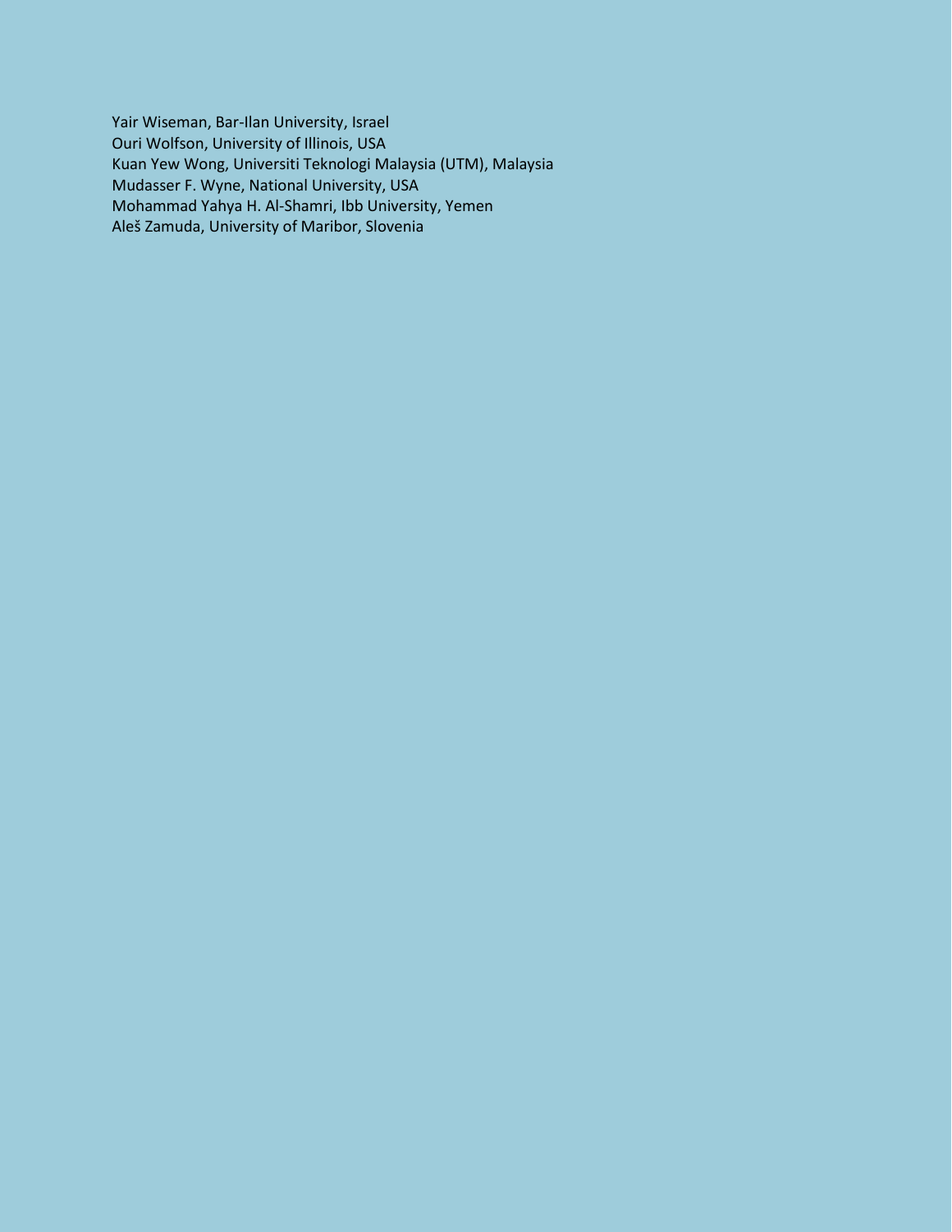Yair Wiseman, Bar-Ilan University, Israel
Ouri Wolfson, University of Illinois, USA
Kuan Yew Wong, Universiti Teknologi Malaysia (UTM), Malaysia
Mudasser F. Wyne, National University, USA
Mohammad Yahya H. Al-Shamri, Ibb University, Yemen
Aleš Zamuda, University of Maribor, Slovenia